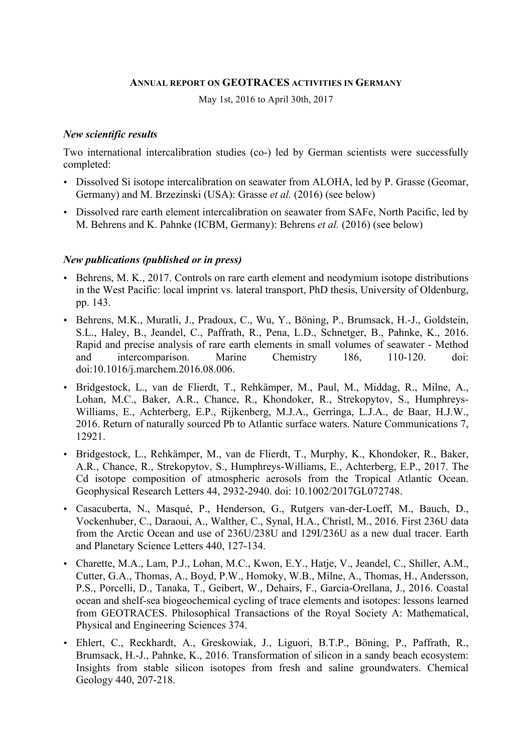# ANNUAL REPORT ON GEOTRACES ACTIVITIES IN GERMANY

May 1st, 2016 to April 30th, 2017

## *New scientific results*

Two international intercalibration studies (co-) led by German scientists were successfully completed:

- Dissolved Si isotope intercalibration on seawater from ALOHA, led by P. Grasse (Geomar, Germany) and M. Brzezinski (USA): Grasse *et al.* (2016) (see below)
- Dissolved rare earth element intercalibration on seawater from SAFe, North Pacific, led by M. Behrens and K. Pahnke (ICBM, Germany): Behrens *et al.* (2016) (see below)

## *New publications (published or in press)*

- Behrens, M. K., 2017. Controls on rare earth element and neodymium isotope distributions in the West Pacific: local imprint vs. lateral transport, PhD thesis, University of Oldenburg, pp. 143.
- Behrens, M.K., Muratli, J., Pradoux, C., Wu, Y., Böning, P., Brumsack, H.-J., Goldstein, S.L., Haley, B., Jeandel, C., Paffrath, R., Pena, L.D., Schnetger, B., Pahnke, K., 2016. Rapid and precise analysis of rare earth elements in small volumes of seawater - Method and intercomparison. Marine Chemistry 186, 110-120. doi: doi:10.1016/j.marchem.2016.08.006.
- Bridgestock, L., van de Flierdt, T., Rehkämper, M., Paul, M., Middag, R., Milne, A., Lohan, M.C., Baker, A.R., Chance, R., Khondoker, R., Strekopytov, S., Humphreys-Williams, E., Achterberg, E.P., Rijkenberg, M.J.A., Gerringa, L.J.A., de Baar, H.J.W., 2016. Return of naturally sourced Pb to Atlantic surface waters. Nature Communications 7, 12921.
- Bridgestock, L., Rehkämper, M., van de Flierdt, T., Murphy, K., Khondoker, R., Baker, A.R., Chance, R., Strekopytov, S., Humphreys-Williams, E., Achterberg, E.P., 2017. The Cd isotope composition of atmospheric aerosols from the Tropical Atlantic Ocean. Geophysical Research Letters 44, 2932-2940. doi: 10.1002/2017GL072748.
- Casacuberta, N., Masqué, P., Henderson, G., Rutgers van-der-Loeff, M., Bauch, D., Vockenhuber, C., Daraoui, A., Walther, C., Synal, H.A., Christl, M., 2016. First 236U data from the Arctic Ocean and use of 236U/238U and 129I/236U as a new dual tracer. Earth and Planetary Science Letters 440, 127-134.
- Charette, M.A., Lam, P.J., Lohan, M.C., Kwon, E.Y., Hatje, V., Jeandel, C., Shiller, A.M., Cutter, G.A., Thomas, A., Boyd, P.W., Homoky, W.B., Milne, A., Thomas, H., Andersson, P.S., Porcelli, D., Tanaka, T., Geibert, W., Dehairs, F., Garcia-Orellana, J., 2016. Coastal ocean and shelf-sea biogeochemical cycling of trace elements and isotopes: lessons learned from GEOTRACES. Philosophical Transactions of the Royal Society A: Mathematical, Physical and Engineering Sciences 374.
- Ehlert, C., Reckhardt, A., Greskowiak, J., Liguori, B.T.P., Böning, P., Paffrath, R., Brumsack, H.-J., Pahnke, K., 2016. Transformation of silicon in a sandy beach ecosystem: Insights from stable silicon isotopes from fresh and saline groundwaters. Chemical Geology 440, 207-218.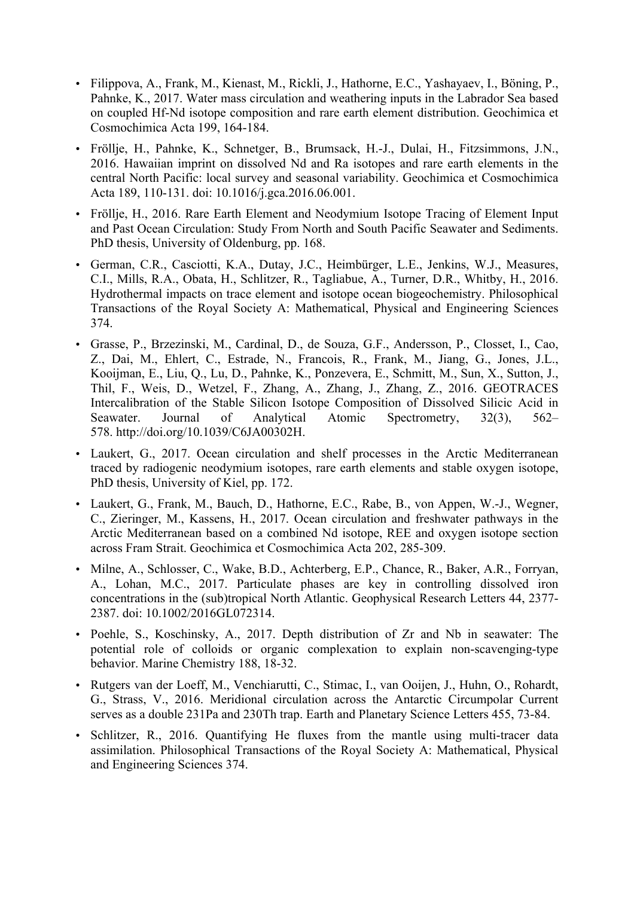- Filippova, A., Frank, M., Kienast, M., Rickli, J., Hathorne, E.C., Yashayaev, I., Böning, P., Pahnke, K., 2017. Water mass circulation and weathering inputs in the Labrador Sea based on coupled Hf-Nd isotope composition and rare earth element distribution. Geochimica et Cosmochimica Acta 199, 164-184.
- Fröllje, H., Pahnke, K., Schnetger, B., Brumsack, H.-J., Dulai, H., Fitzsimmons, J.N., 2016. Hawaiian imprint on dissolved Nd and Ra isotopes and rare earth elements in the central North Pacific: local survey and seasonal variability. Geochimica et Cosmochimica Acta 189, 110-131. doi: 10.1016/j.gca.2016.06.001.
- Fröllje, H., 2016. Rare Earth Element and Neodymium Isotope Tracing of Element Input and Past Ocean Circulation: Study From North and South Pacific Seawater and Sediments. PhD thesis, University of Oldenburg, pp. 168.
- German, C.R., Casciotti, K.A., Dutay, J.C., Heimbürger, L.E., Jenkins, W.J., Measures, C.I., Mills, R.A., Obata, H., Schlitzer, R., Tagliabue, A., Turner, D.R., Whitby, H., 2016. Hydrothermal impacts on trace element and isotope ocean biogeochemistry. Philosophical Transactions of the Royal Society A: Mathematical, Physical and Engineering Sciences 374.
- Grasse, P., Brzezinski, M., Cardinal, D., de Souza, G.F., Andersson, P., Closset, I., Cao, Z., Dai, M., Ehlert, C., Estrade, N., Francois, R., Frank, M., Jiang, G., Jones, J.L., Kooijman, E., Liu, Q., Lu, D., Pahnke, K., Ponzevera, E., Schmitt, M., Sun, X., Sutton, J., Thil, F., Weis, D., Wetzel, F., Zhang, A., Zhang, J., Zhang, Z., 2016. GEOTRACES Intercalibration of the Stable Silicon Isotope Composition of Dissolved Silicic Acid in Seawater. Journal of Analytical Atomic Spectrometry, 32(3), 562–578. http://doi.org/10.1039/C6JA00302H.
- Laukert, G., 2017. Ocean circulation and shelf processes in the Arctic Mediterranean traced by radiogenic neodymium isotopes, rare earth elements and stable oxygen isotope, PhD thesis, University of Kiel, pp. 172.
- Laukert, G., Frank, M., Bauch, D., Hathorne, E.C., Rabe, B., von Appen, W.-J., Wegner, C., Zieringer, M., Kassens, H., 2017. Ocean circulation and freshwater pathways in the Arctic Mediterranean based on a combined Nd isotope, REE and oxygen isotope section across Fram Strait. Geochimica et Cosmochimica Acta 202, 285-309.
- Milne, A., Schlosser, C., Wake, B.D., Achterberg, E.P., Chance, R., Baker, A.R., Forryan, A., Lohan, M.C., 2017. Particulate phases are key in controlling dissolved iron concentrations in the (sub)tropical North Atlantic. Geophysical Research Letters 44, 2377-2387. doi: 10.1002/2016GL072314.
- Poehle, S., Koschinsky, A., 2017. Depth distribution of Zr and Nb in seawater: The potential role of colloids or organic complexation to explain non-scavenging-type behavior. Marine Chemistry 188, 18-32.
- Rutgers van der Loeff, M., Venchiarutti, C., Stimac, I., van Ooijen, J., Huhn, O., Rohardt, G., Strass, V., 2016. Meridional circulation across the Antarctic Circumpolar Current serves as a double 231Pa and 230Th trap. Earth and Planetary Science Letters 455, 73-84.
- Schlitzer, R., 2016. Quantifying He fluxes from the mantle using multi-tracer data assimilation. Philosophical Transactions of the Royal Society A: Mathematical, Physical and Engineering Sciences 374.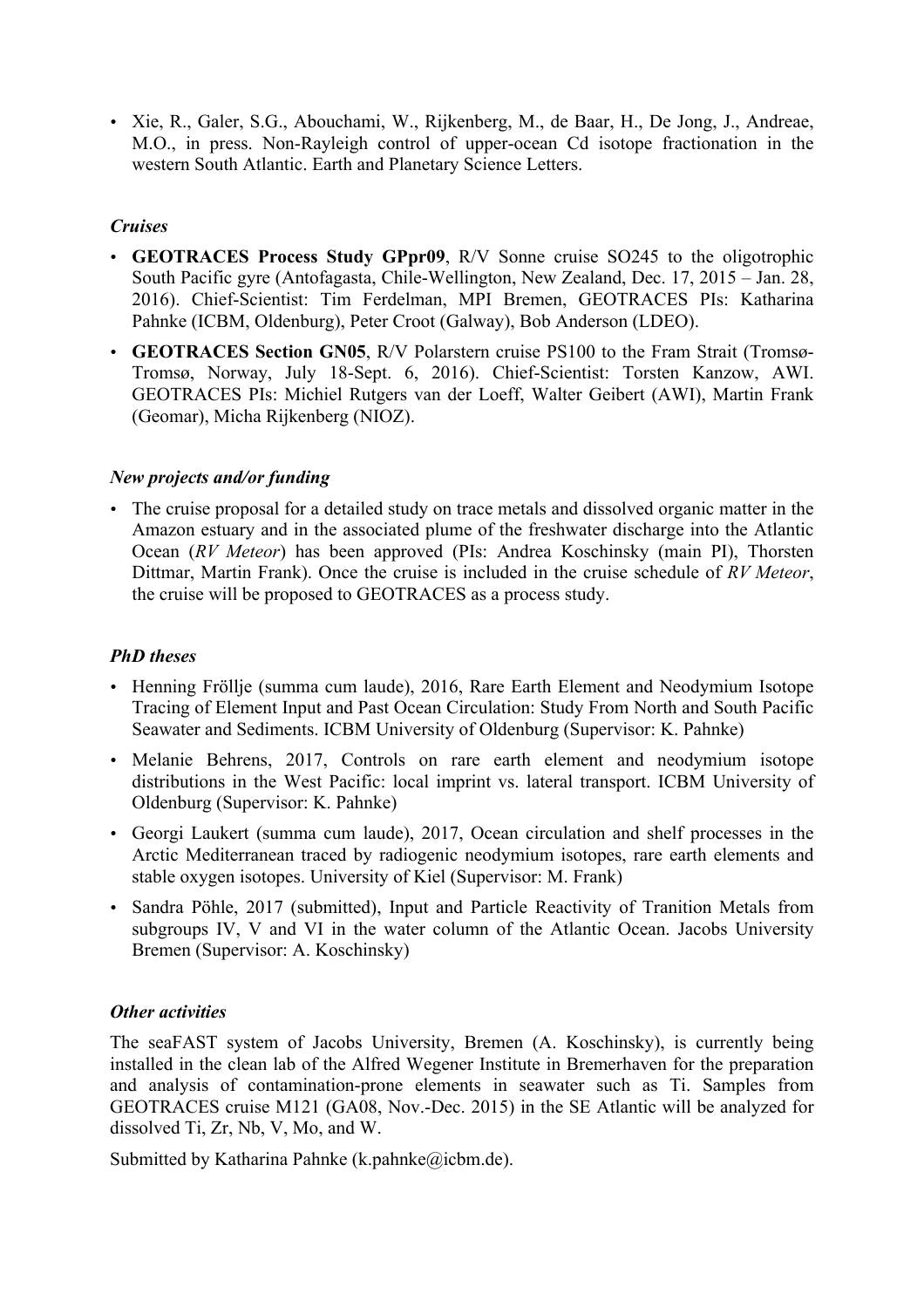- Xie, R., Galer, S.G., Abouchami, W., Rijkenberg, M., de Baar, H., De Jong, J., Andreae, M.O., in press. Non-Rayleigh control of upper-ocean Cd isotope fractionation in the western South Atlantic. Earth and Planetary Science Letters.

### *Cruises*

- **GEOTRACES Process Study GPpr09**, R/V Sonne cruise SO245 to the oligotrophic South Pacific gyre (Antofagasta, Chile-Wellington, New Zealand, Dec. 17, 2015 – Jan. 28, 2016). Chief-Scientist: Tim Ferdelman, MPI Bremen, GEOTRACES PIs: Katharina Pahnke (ICBM, Oldenburg), Peter Croot (Galway), Bob Anderson (LDEO).
- **GEOTRACES Section GN05**, R/V Polarstern cruise PS100 to the Fram Strait (Tromsø-Tromsø, Norway, July 18-Sept. 6, 2016). Chief-Scientist: Torsten Kanzow, AWI. GEOTRACES PIs: Michiel Rutgers van der Loeff, Walter Geibert (AWI), Martin Frank (Geomar), Micha Rijkenberg (NIOZ).

### *New projects and/or funding*

- The cruise proposal for a detailed study on trace metals and dissolved organic matter in the Amazon estuary and in the associated plume of the freshwater discharge into the Atlantic Ocean (*RV Meteor*) has been approved (PIs: Andrea Koschinsky (main PI), Thorsten Dittmar, Martin Frank). Once the cruise is included in the cruise schedule of *RV Meteor*, the cruise will be proposed to GEOTRACES as a process study.

### *PhD theses*

- Henning Fröllje (summa cum laude), 2016, Rare Earth Element and Neodymium Isotope Tracing of Element Input and Past Ocean Circulation: Study From North and South Pacific Seawater and Sediments. ICBM University of Oldenburg (Supervisor: K. Pahnke)
- Melanie Behrens, 2017, Controls on rare earth element and neodymium isotope distributions in the West Pacific: local imprint vs. lateral transport. ICBM University of Oldenburg (Supervisor: K. Pahnke)
- Georgi Laukert (summa cum laude), 2017, Ocean circulation and shelf processes in the Arctic Mediterranean traced by radiogenic neodymium isotopes, rare earth elements and stable oxygen isotopes. University of Kiel (Supervisor: M. Frank)
- Sandra Pöhle, 2017 (submitted), Input and Particle Reactivity of Tranition Metals from subgroups IV, V and VI in the water column of the Atlantic Ocean. Jacobs University Bremen (Supervisor: A. Koschinsky)

### *Other activities*

The seaFAST system of Jacobs University, Bremen (A. Koschinsky), is currently being installed in the clean lab of the Alfred Wegener Institute in Bremerhaven for the preparation and analysis of contamination-prone elements in seawater such as Ti. Samples from GEOTRACES cruise M121 (GA08, Nov.-Dec. 2015) in the SE Atlantic will be analyzed for dissolved Ti, Zr, Nb, V, Mo, and W.

Submitted by Katharina Pahnke (k.pahnke@icbm.de).